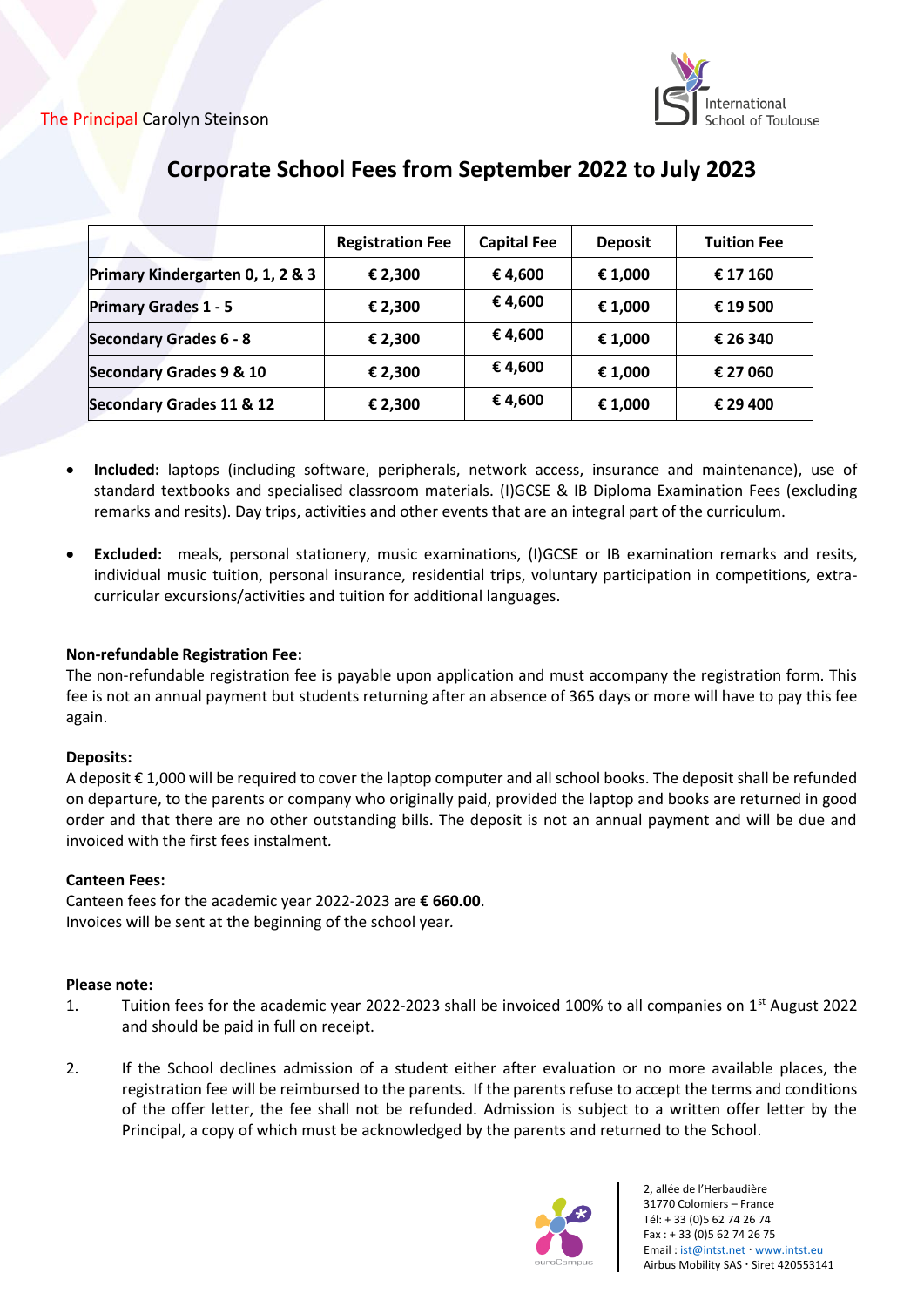The Principal Carolyn Steinson

International School of Toulouse

# Corporate School Fees from September 2022 to July 2023

| | Registration Fee | Capital Fee | Deposit | Tuition Fee |
|---|---|---|---|---|
| **Primary Kindergarten 0, 1, 2 & 3** | **€ 2,300** | **€ 4,600** | **€ 1,000** | **€ 17 160** |
| **Primary Grades 1 - 5** | **€ 2,300** | **€ 4,600** | **€ 1,000** | **€ 19 500** |
| **Secondary Grades 6 - 8** | **€ 2,300** | **€ 4,600** | **€ 1,000** | **€ 26 340** |
| **Secondary Grades 9 & 10** | **€ 2,300** | **€ 4,600** | **€ 1,000** | **€ 27 060** |
| **Secondary Grades 11 & 12** | **€ 2,300** | **€ 4,600** | **€ 1,000** | **€ 29 400** |

- **Included:** laptops (including software, peripherals, network access, insurance and maintenance), use of standard textbooks and specialised classroom materials. (I)GCSE & IB Diploma Examination Fees (excluding remarks and resits). Day trips, activities and other events that are an integral part of the curriculum.

- **Excluded:** meals, personal stationery, music examinations, (I)GCSE or IB examination remarks and resits, individual music tuition, personal insurance, residential trips, voluntary participation in competitions, extra-curricular excursions/activities and tuition for additional languages.

**Non-refundable Registration Fee:**
The non-refundable registration fee is payable upon application and must accompany the registration form. This fee is not an annual payment but students returning after an absence of 365 days or more will have to pay this fee again.

**Deposits:**
A deposit € 1,000 will be required to cover the laptop computer and all school books. The deposit shall be refunded on departure, to the parents or company who originally paid, provided the laptop and books are returned in good order and that there are no other outstanding bills. The deposit is not an annual payment and will be due and invoiced with the first fees instalment.

**Canteen Fees:**
Canteen fees for the academic year 2022-2023 are **€ 660.00**.
Invoices will be sent at the beginning of the school year.

**Please note:**

1. Tuition fees for the academic year 2022-2023 shall be invoiced 100% to all companies on 1st August 2022 and should be paid in full on receipt.

2. If the School declines admission of a student either after evaluation or no more available places, the registration fee will be reimbursed to the parents. If the parents refuse to accept the terms and conditions of the offer letter, the fee shall not be refunded. Admission is subject to a written offer letter by the Principal, a copy of which must be acknowledged by the parents and returned to the School.

euroCampus

2, allée de l'Herbaudière
31770 Colomiers – France
Tél: + 33 (0)5 62 74 26 74
Fax : + 33 (0)5 62 74 26 75
Email : ist@intst.net · www.intst.eu
Airbus Mobility SAS · Siret 420553141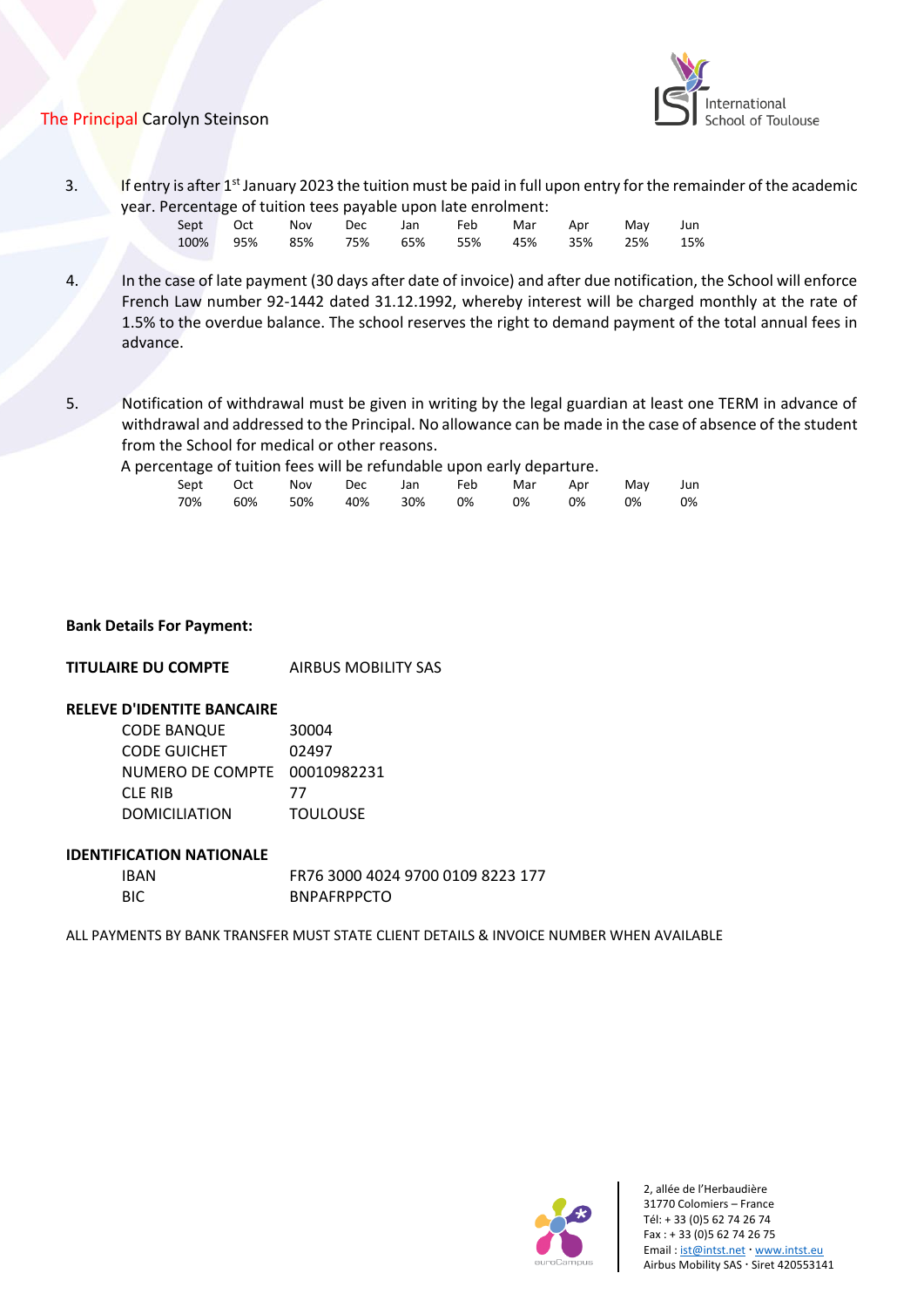The Principal Carolyn Steinson

3. If entry is after 1st January 2023 the tuition must be paid in full upon entry for the remainder of the academic year. Percentage of tuition tees payable upon late enrolment:

| Sept | Oct | Nov | Dec | Jan | Feb | Mar | Apr | May | Jun |
|---|---|---|---|---|---|---|---|---|---|
| 100% | 95% | 85% | 75% | 65% | 55% | 45% | 35% | 25% | 15% |

4. In the case of late payment (30 days after date of invoice) and after due notification, the School will enforce French Law number 92-1442 dated 31.12.1992, whereby interest will be charged monthly at the rate of 1.5% to the overdue balance. The school reserves the right to demand payment of the total annual fees in advance.

5. Notification of withdrawal must be given in writing by the legal guardian at least one TERM in advance of withdrawal and addressed to the Principal. No allowance can be made in the case of absence of the student from the School for medical or other reasons.
A percentage of tuition fees will be refundable upon early departure.

| Sept | Oct | Nov | Dec | Jan | Feb | Mar | Apr | May | Jun |
|---|---|---|---|---|---|---|---|---|---|
| 70% | 60% | 50% | 40% | 30% | 0% | 0% | 0% | 0% | 0% |

**Bank Details For Payment:**

**TITULAIRE DU COMPTE** AIRBUS MOBILITY SAS

**RELEVE D'IDENTITE BANCAIRE**

| | |
|---|---|
| CODE BANQUE | 30004 |
| CODE GUICHET | 02497 |
| NUMERO DE COMPTE | 00010982231 |
| CLE RIB | 77 |
| DOMICILIATION | TOULOUSE |

**IDENTIFICATION NATIONALE**

| | |
|---|---|
| IBAN | FR76 3000 4024 9700 0109 8223 177 |
| BIC | BNPAFRPPCTO |

ALL PAYMENTS BY BANK TRANSFER MUST STATE CLIENT DETAILS & INVOICE NUMBER WHEN AVAILABLE

2, allée de l'Herbaudière
31770 Colomiers – France
Tél: + 33 (0)5 62 74 26 74
Fax : + 33 (0)5 62 74 26 75
Email : ist@intst.net · www.intst.eu
Airbus Mobility SAS · Siret 420553141